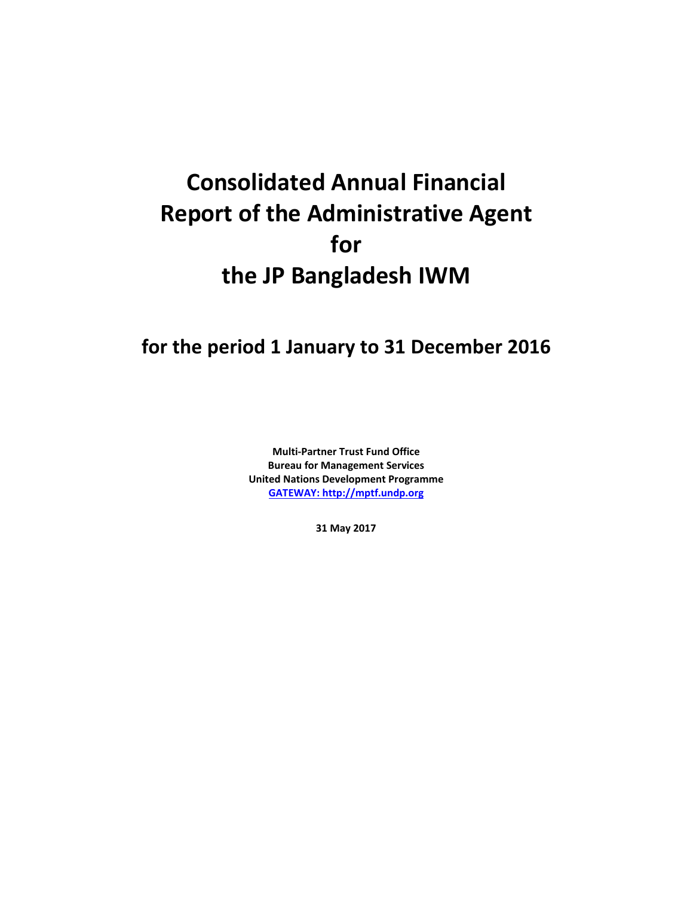# Consolidated Annual Financial Report of the Administrative Agent for the JP Bangladesh IWM

## for the period 1 January to 31 December 2016

**Multi-Partner Trust Fund Office**
**Bureau for Management Services**
**United Nations Development Programme**
**[GATEWAY: http://mptf.undp.org](http://mptf.undp.org)**

**31 May 2017**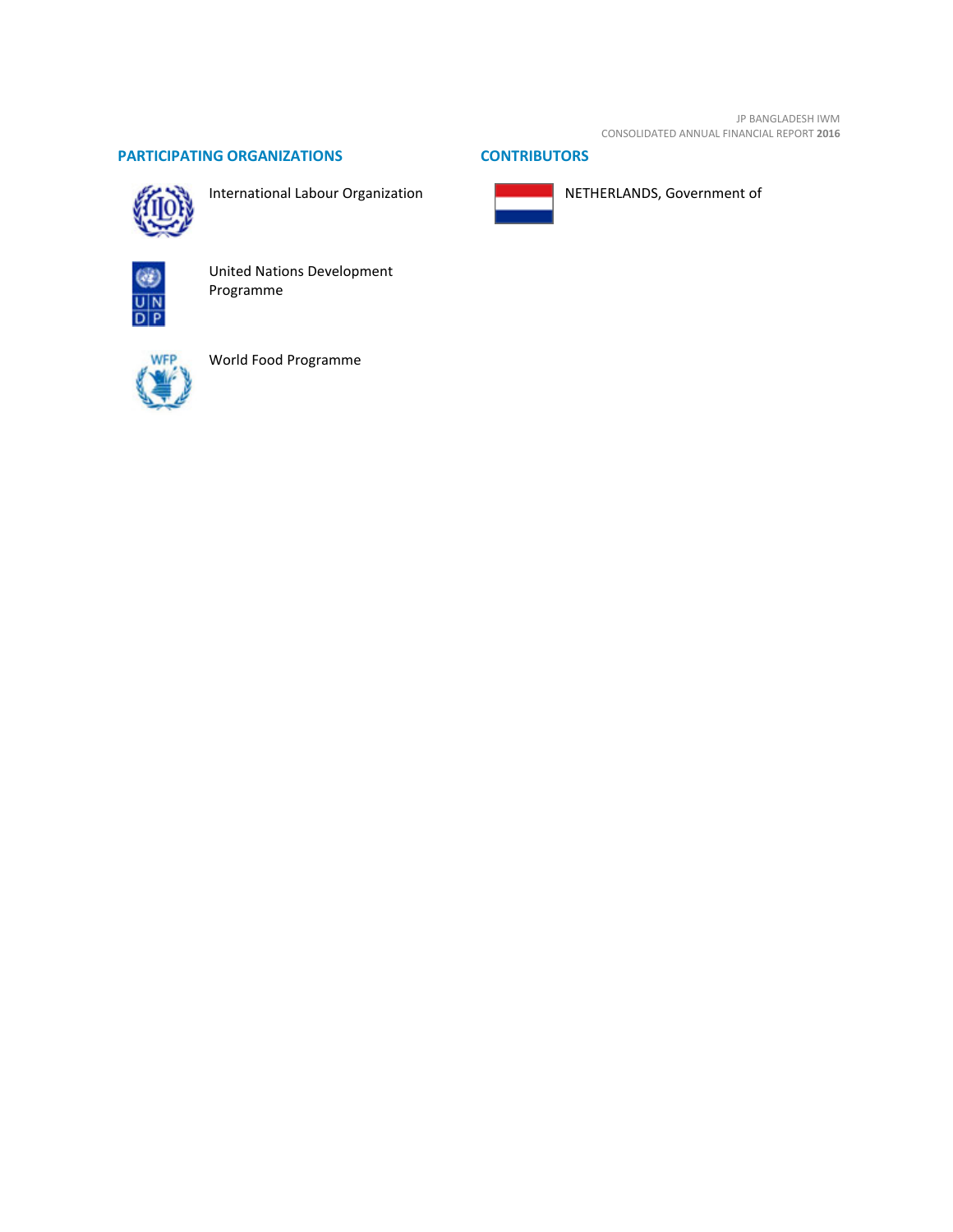## PARTICIPATING ORGANIZATIONS

International Labour Organization

United Nations Development Programme

World Food Programme

## CONTRIBUTORS

NETHERLANDS, Government of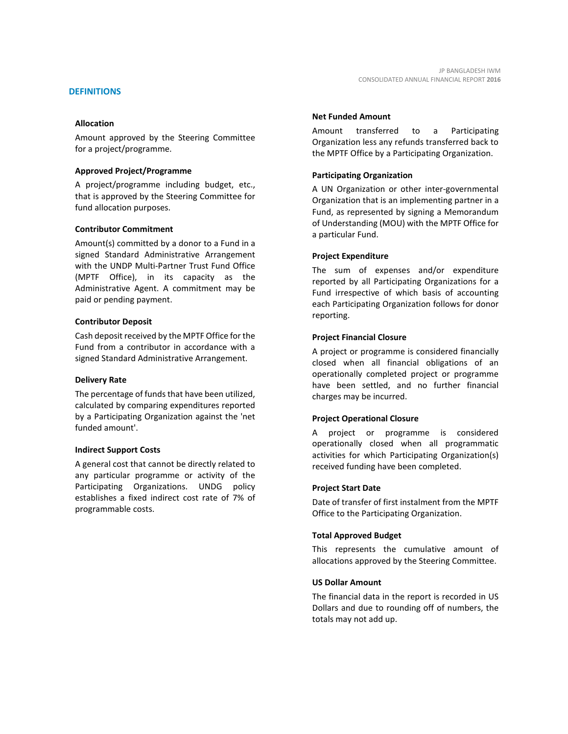## DEFINITIONS

### Allocation

Amount approved by the Steering Committee for a project/programme.

### Approved Project/Programme

A project/programme including budget, etc., that is approved by the Steering Committee for fund allocation purposes.

### Contributor Commitment

Amount(s) committed by a donor to a Fund in a signed Standard Administrative Arrangement with the UNDP Multi-Partner Trust Fund Office (MPTF Office), in its capacity as the Administrative Agent. A commitment may be paid or pending payment.

### Contributor Deposit

Cash deposit received by the MPTF Office for the Fund from a contributor in accordance with a signed Standard Administrative Arrangement.

### Delivery Rate

The percentage of funds that have been utilized, calculated by comparing expenditures reported by a Participating Organization against the 'net funded amount'.

### Indirect Support Costs

A general cost that cannot be directly related to any particular programme or activity of the Participating Organizations. UNDG policy establishes a fixed indirect cost rate of 7% of programmable costs.

### Net Funded Amount

Amount transferred to a Participating Organization less any refunds transferred back to the MPTF Office by a Participating Organization.

### Participating Organization

A UN Organization or other inter-governmental Organization that is an implementing partner in a Fund, as represented by signing a Memorandum of Understanding (MOU) with the MPTF Office for a particular Fund.

### Project Expenditure

The sum of expenses and/or expenditure reported by all Participating Organizations for a Fund irrespective of which basis of accounting each Participating Organization follows for donor reporting.

### Project Financial Closure

A project or programme is considered financially closed when all financial obligations of an operationally completed project or programme have been settled, and no further financial charges may be incurred.

### Project Operational Closure

A project or programme is considered operationally closed when all programmatic activities for which Participating Organization(s) received funding have been completed.

### Project Start Date

Date of transfer of first instalment from the MPTF Office to the Participating Organization.

### Total Approved Budget

This represents the cumulative amount of allocations approved by the Steering Committee.

### US Dollar Amount

The financial data in the report is recorded in US Dollars and due to rounding off of numbers, the totals may not add up.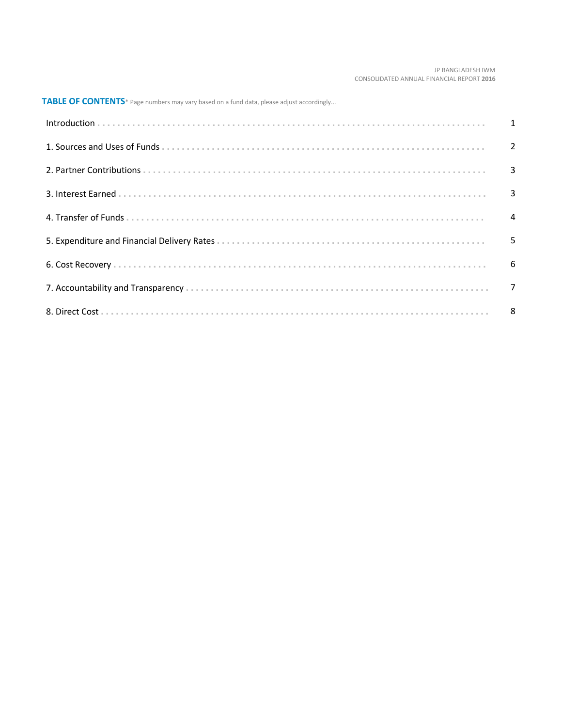## TABLE OF CONTENTS* Page numbers may vary based on a fund data, please adjust accordingly...

| | |
|---|---|
| Introduction | 1 |
| 1. Sources and Uses of Funds | 2 |
| 2. Partner Contributions | 3 |
| 3. Interest Earned | 3 |
| 4. Transfer of Funds | 4 |
| 5. Expenditure and Financial Delivery Rates | 5 |
| 6. Cost Recovery | 6 |
| 7. Accountability and Transparency | 7 |
| 8. Direct Cost | 8 |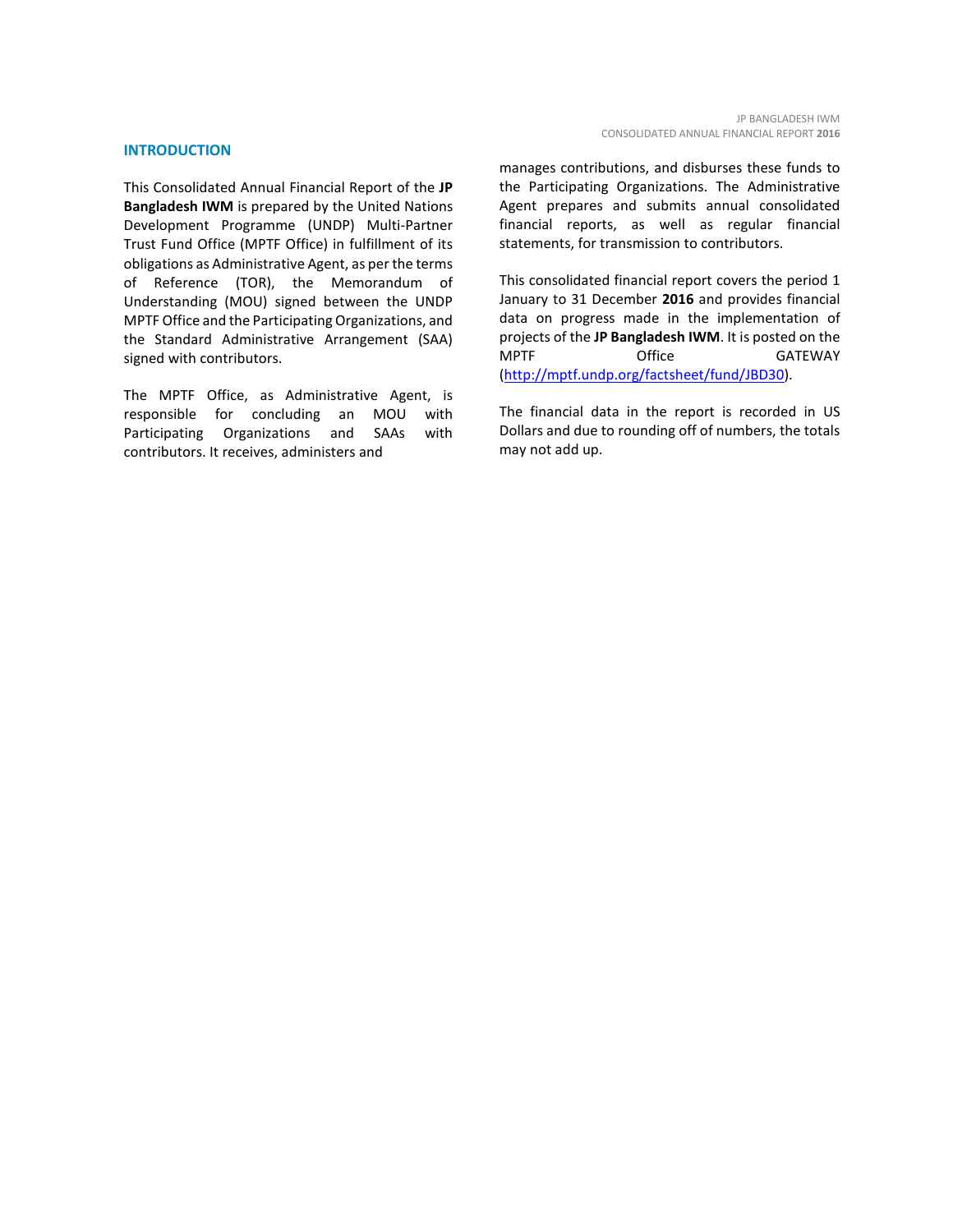## INTRODUCTION

This Consolidated Annual Financial Report of the **JP Bangladesh IWM** is prepared by the United Nations Development Programme (UNDP) Multi-Partner Trust Fund Office (MPTF Office) in fulfillment of its obligations as Administrative Agent, as per the terms of Reference (TOR), the Memorandum of Understanding (MOU) signed between the UNDP MPTF Office and the Participating Organizations, and the Standard Administrative Arrangement (SAA) signed with contributors.

The MPTF Office, as Administrative Agent, is responsible for concluding an MOU with Participating Organizations and SAAs with contributors. It receives, administers and manages contributions, and disburses these funds to the Participating Organizations. The Administrative Agent prepares and submits annual consolidated financial reports, as well as regular financial statements, for transmission to contributors.

This consolidated financial report covers the period 1 January to 31 December **2016** and provides financial data on progress made in the implementation of projects of the **JP Bangladesh IWM**. It is posted on the MPTF Office GATEWAY (http://mptf.undp.org/factsheet/fund/JBD30).

The financial data in the report is recorded in US Dollars and due to rounding off of numbers, the totals may not add up.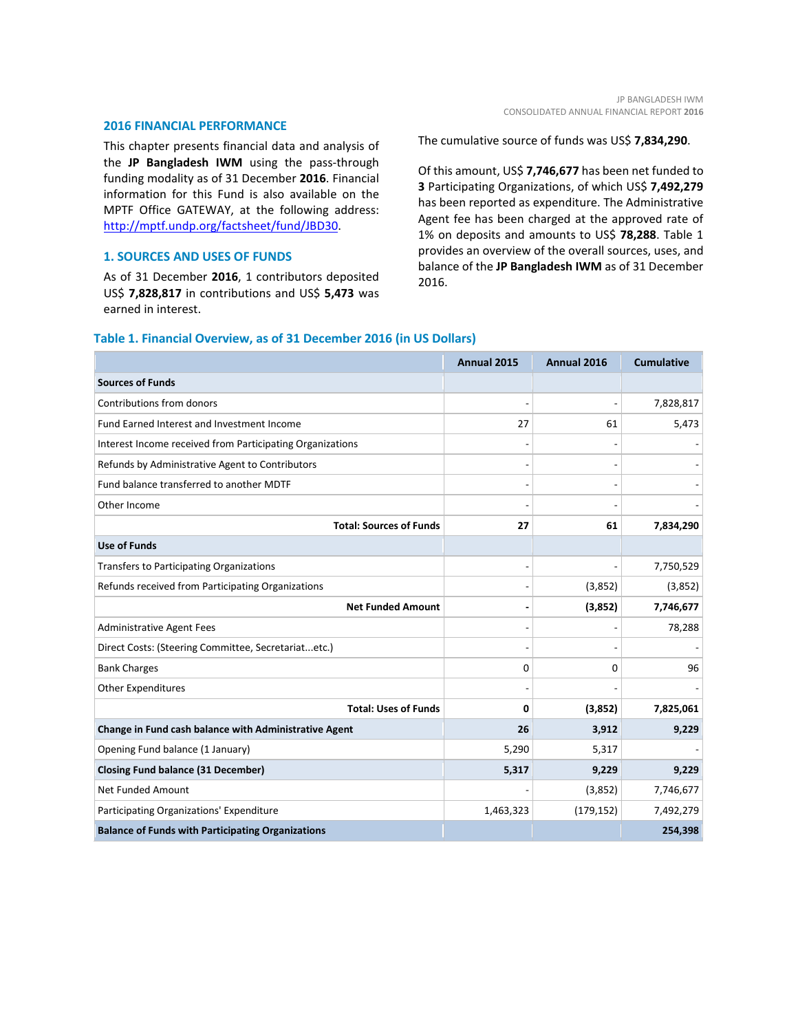## 2016 FINANCIAL PERFORMANCE

This chapter presents financial data and analysis of the **JP Bangladesh IWM** using the pass-through funding modality as of 31 December **2016**. Financial information for this Fund is also available on the MPTF Office GATEWAY, at the following address: http://mptf.undp.org/factsheet/fund/JBD30.

## 1. SOURCES AND USES OF FUNDS

As of 31 December **2016**, 1 contributors deposited US$ **7,828,817** in contributions and US$ **5,473** was earned in interest.

The cumulative source of funds was US$ **7,834,290**.

Of this amount, US$ **7,746,677** has been net funded to **3** Participating Organizations, of which US$ **7,492,279** has been reported as expenditure. The Administrative Agent fee has been charged at the approved rate of 1% on deposits and amounts to US$ **78,288**. Table 1 provides an overview of the overall sources, uses, and balance of the **JP Bangladesh IWM** as of 31 December 2016.

### Table 1. Financial Overview, as of 31 December 2016 (in US Dollars)

| | Annual 2015 | Annual 2016 | Cumulative |
|---|---|---|---|
| **Sources of Funds** | | | |
| Contributions from donors | - | - | 7,828,817 |
| Fund Earned Interest and Investment Income | 27 | 61 | 5,473 |
| Interest Income received from Participating Organizations | - | - | - |
| Refunds by Administrative Agent to Contributors | - | - | - |
| Fund balance transferred to another MDTF | - | - | - |
| Other Income | - | - | - |
| **Total: Sources of Funds** | **27** | **61** | **7,834,290** |
| **Use of Funds** | | | |
| Transfers to Participating Organizations | - | - | 7,750,529 |
| Refunds received from Participating Organizations | - | (3,852) | (3,852) |
| **Net Funded Amount** | **-** | **(3,852)** | **7,746,677** |
| Administrative Agent Fees | - | - | 78,288 |
| Direct Costs: (Steering Committee, Secretariat...etc.) | - | - | - |
| Bank Charges | 0 | 0 | 96 |
| Other Expenditures | - | - | - |
| **Total: Uses of Funds** | **0** | **(3,852)** | **7,825,061** |
| **Change in Fund cash balance with Administrative Agent** | **26** | **3,912** | **9,229** |
| Opening Fund balance (1 January) | 5,290 | 5,317 | - |
| **Closing Fund balance (31 December)** | **5,317** | **9,229** | **9,229** |
| Net Funded Amount | - | (3,852) | 7,746,677 |
| Participating Organizations' Expenditure | 1,463,323 | (179,152) | 7,492,279 |
| **Balance of Funds with Participating Organizations** | | | **254,398** |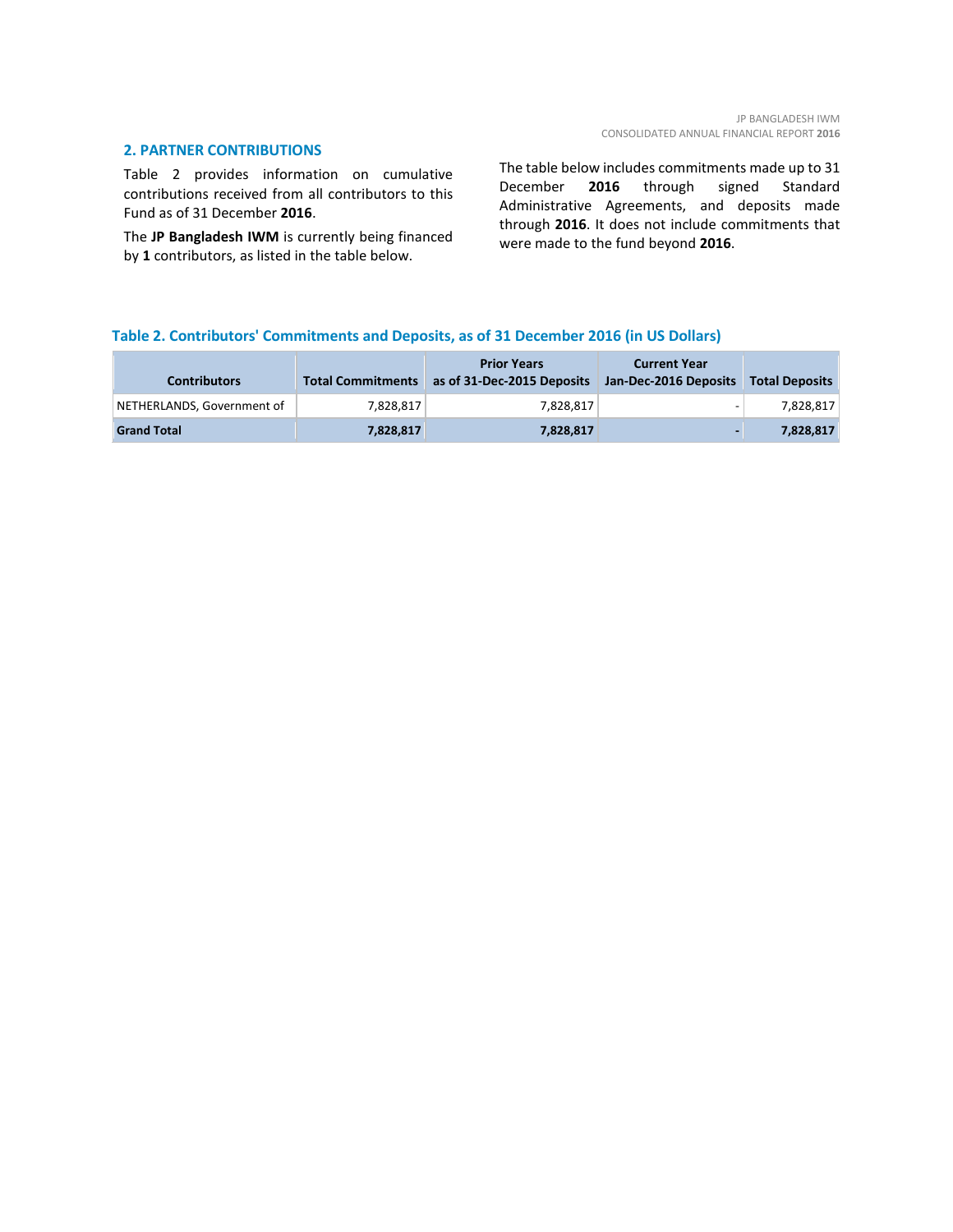## 2. PARTNER CONTRIBUTIONS

Table 2 provides information on cumulative contributions received from all contributors to this Fund as of 31 December **2016**.

The **JP Bangladesh IWM** is currently being financed by **1** contributors, as listed in the table below.

The table below includes commitments made up to 31 December **2016** through signed Standard Administrative Agreements, and deposits made through **2016**. It does not include commitments that were made to the fund beyond **2016**.

### Table 2. Contributors' Commitments and Deposits, as of 31 December 2016 (in US Dollars)

| Contributors | Total Commitments | Prior Years as of 31-Dec-2015 Deposits | Current Year Jan-Dec-2016 Deposits | Total Deposits |
|---|---|---|---|---|
| NETHERLANDS, Government of | 7,828,817 | 7,828,817 | - | 7,828,817 |
| **Grand Total** | **7,828,817** | **7,828,817** | **-** | **7,828,817** |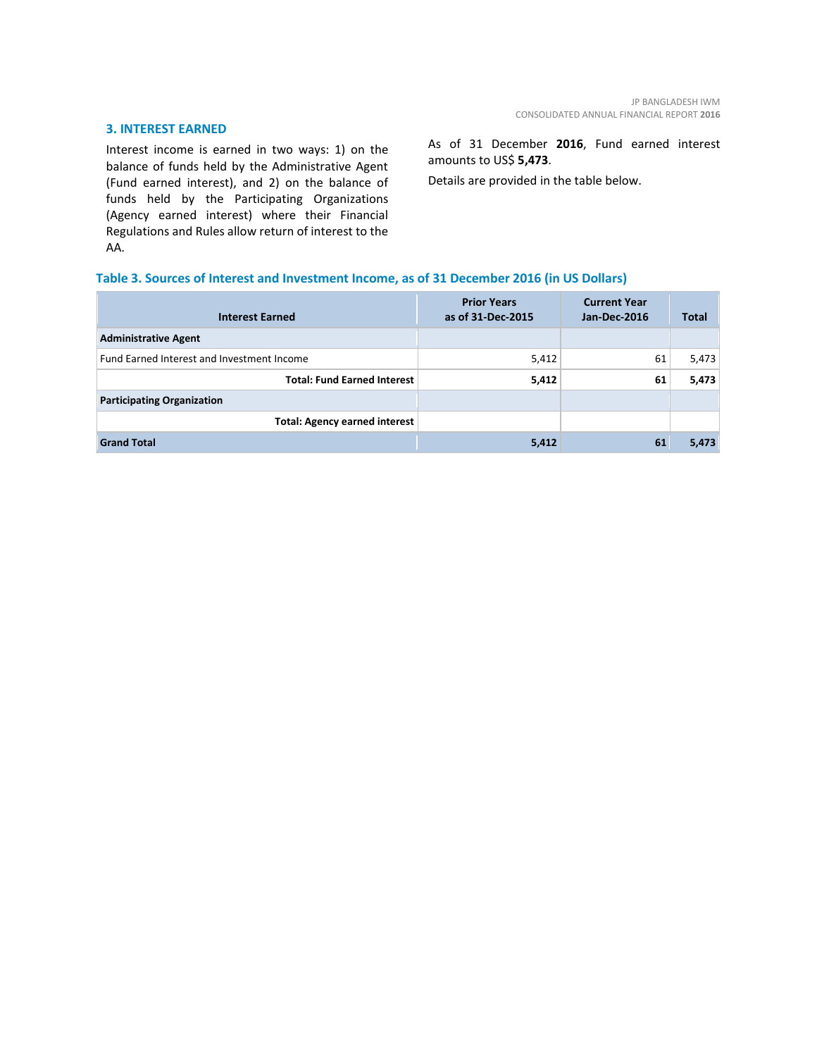## 3. INTEREST EARNED

Interest income is earned in two ways: 1) on the balance of funds held by the Administrative Agent (Fund earned interest), and 2) on the balance of funds held by the Participating Organizations (Agency earned interest) where their Financial Regulations and Rules allow return of interest to the AA.

As of 31 December **2016**, Fund earned interest amounts to US$ **5,473**.

Details are provided in the table below.

### Table 3. Sources of Interest and Investment Income, as of 31 December 2016 (in US Dollars)

| Interest Earned | Prior Years as of 31-Dec-2015 | Current Year Jan-Dec-2016 | Total |
|---|---|---|---|
| **Administrative Agent** | | | |
| Fund Earned Interest and Investment Income | 5,412 | 61 | 5,473 |
| **Total: Fund Earned Interest** | **5,412** | **61** | **5,473** |
| **Participating Organization** | | | |
| **Total: Agency earned interest** | | | |
| **Grand Total** | **5,412** | **61** | **5,473** |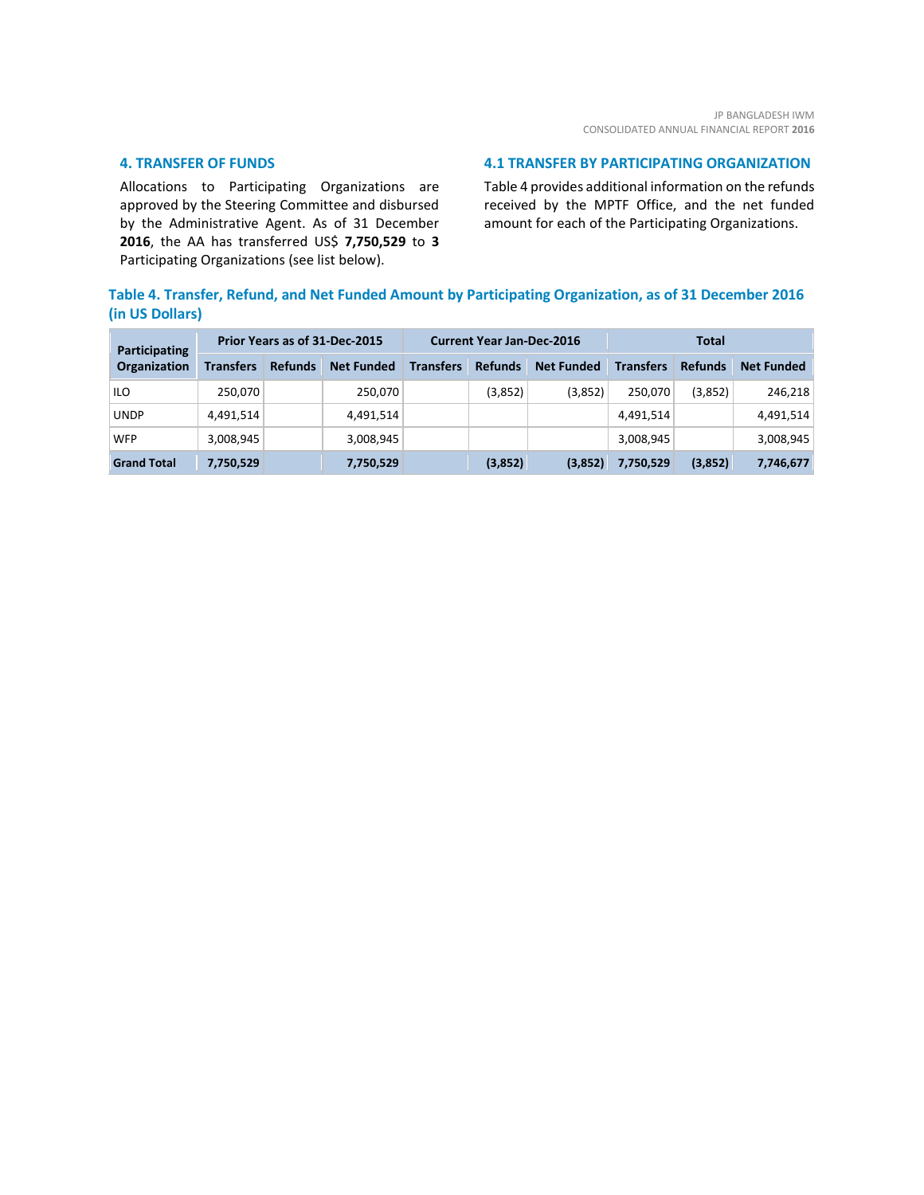## 4. TRANSFER OF FUNDS

Allocations to Participating Organizations are approved by the Steering Committee and disbursed by the Administrative Agent. As of 31 December **2016**, the AA has transferred US$ **7,750,529** to **3** Participating Organizations (see list below).

## 4.1 TRANSFER BY PARTICIPATING ORGANIZATION

Table 4 provides additional information on the refunds received by the MPTF Office, and the net funded amount for each of the Participating Organizations.

### Table 4. Transfer, Refund, and Net Funded Amount by Participating Organization, as of 31 December 2016 (in US Dollars)

| Participating Organization | Prior Years as of 31-Dec-2015 | | | Current Year Jan-Dec-2016 | | | Total | | |
|---|---|---|---|---|---|---|---|---|---|
| | Transfers | Refunds | Net Funded | Transfers | Refunds | Net Funded | Transfers | Refunds | Net Funded |
| ILO | 250,070 | | 250,070 | | (3,852) | (3,852) | 250,070 | (3,852) | 246,218 |
| UNDP | 4,491,514 | | 4,491,514 | | | | 4,491,514 | | 4,491,514 |
| WFP | 3,008,945 | | 3,008,945 | | | | 3,008,945 | | 3,008,945 |
| **Grand Total** | **7,750,529** | | **7,750,529** | | **(3,852)** | **(3,852)** | **7,750,529** | **(3,852)** | **7,746,677** |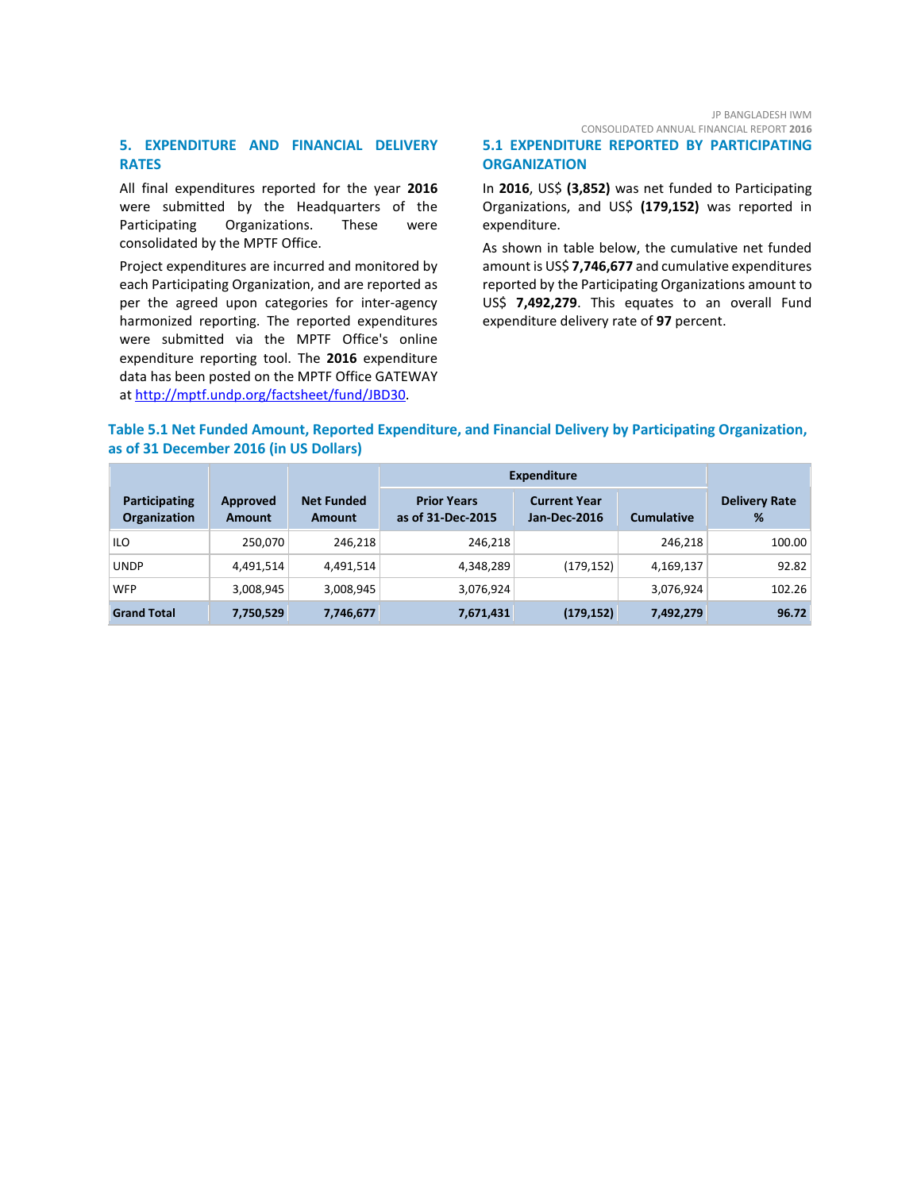## 5. EXPENDITURE AND FINANCIAL DELIVERY RATES

All final expenditures reported for the year **2016** were submitted by the Headquarters of the Participating Organizations. These were consolidated by the MPTF Office.

Project expenditures are incurred and monitored by each Participating Organization, and are reported as per the agreed upon categories for inter-agency harmonized reporting. The reported expenditures were submitted via the MPTF Office's online expenditure reporting tool. The **2016** expenditure data has been posted on the MPTF Office GATEWAY at http://mptf.undp.org/factsheet/fund/JBD30.

### 5.1 EXPENDITURE REPORTED BY PARTICIPATING ORGANIZATION

In **2016**, US$ **(3,852)** was net funded to Participating Organizations, and US$ **(179,152)** was reported in expenditure.

As shown in table below, the cumulative net funded amount is US$ **7,746,677** and cumulative expenditures reported by the Participating Organizations amount to US$ **7,492,279**. This equates to an overall Fund expenditure delivery rate of **97** percent.

**Table 5.1 Net Funded Amount, Reported Expenditure, and Financial Delivery by Participating Organization, as of 31 December 2016 (in US Dollars)**

| Participating Organization | Approved Amount | Net Funded Amount | Expenditure | | | Delivery Rate % |
|---|---|---|---|---|---|---|
| | | | Prior Years as of 31-Dec-2015 | Current Year Jan-Dec-2016 | Cumulative | |
| ILO | 250,070 | 246,218 | 246,218 | | 246,218 | 100.00 |
| UNDP | 4,491,514 | 4,491,514 | 4,348,289 | (179,152) | 4,169,137 | 92.82 |
| WFP | 3,008,945 | 3,008,945 | 3,076,924 | | 3,076,924 | 102.26 |
| **Grand Total** | **7,750,529** | **7,746,677** | **7,671,431** | **(179,152)** | **7,492,279** | **96.72** |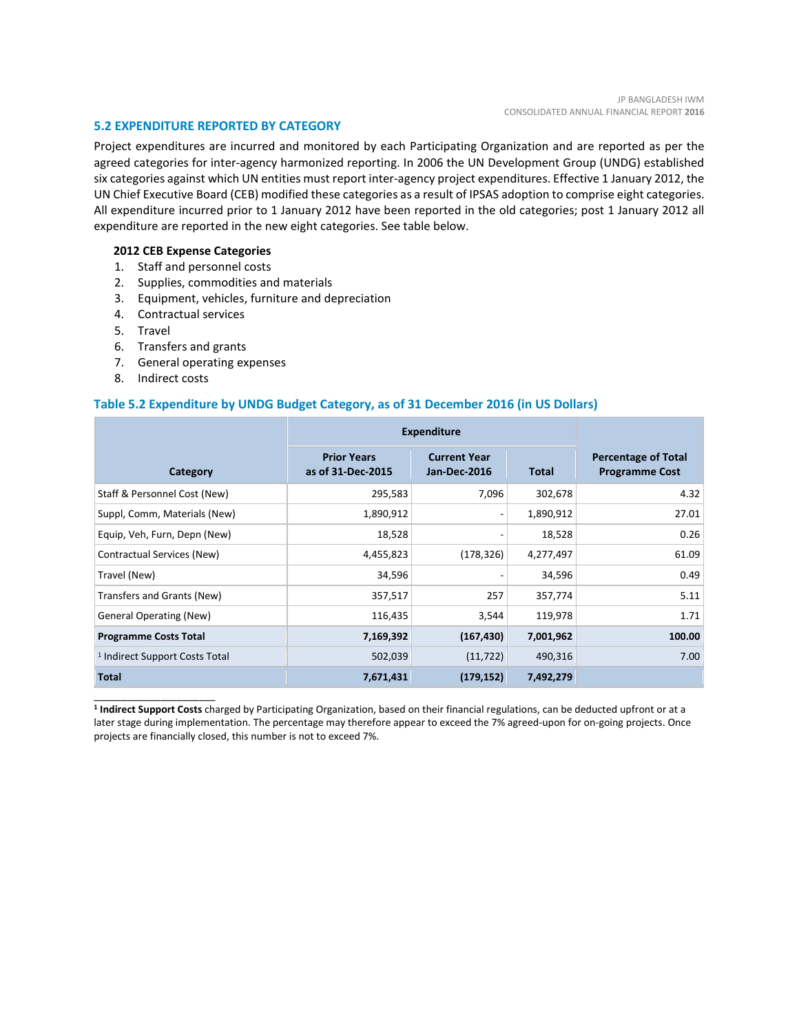## 5.2 EXPENDITURE REPORTED BY CATEGORY

Project expenditures are incurred and monitored by each Participating Organization and are reported as per the agreed categories for inter-agency harmonized reporting. In 2006 the UN Development Group (UNDG) established six categories against which UN entities must report inter-agency project expenditures. Effective 1 January 2012, the UN Chief Executive Board (CEB) modified these categories as a result of IPSAS adoption to comprise eight categories. All expenditure incurred prior to 1 January 2012 have been reported in the old categories; post 1 January 2012 all expenditure are reported in the new eight categories. See table below.

**2012 CEB Expense Categories**

1. Staff and personnel costs
2. Supplies, commodities and materials
3. Equipment, vehicles, furniture and depreciation
4. Contractual services
5. Travel
6. Transfers and grants
7. General operating expenses
8. Indirect costs

### Table 5.2 Expenditure by UNDG Budget Category, as of 31 December 2016 (in US Dollars)

| Category | Expenditure | | | Percentage of Total Programme Cost |
|---|---|---|---|---|
| | Prior Years as of 31-Dec-2015 | Current Year Jan-Dec-2016 | Total | |
| Staff & Personnel Cost (New) | 295,583 | 7,096 | 302,678 | 4.32 |
| Suppl, Comm, Materials (New) | 1,890,912 | - | 1,890,912 | 27.01 |
| Equip, Veh, Furn, Depn (New) | 18,528 | - | 18,528 | 0.26 |
| Contractual Services (New) | 4,455,823 | (178,326) | 4,277,497 | 61.09 |
| Travel (New) | 34,596 | - | 34,596 | 0.49 |
| Transfers and Grants (New) | 357,517 | 257 | 357,774 | 5.11 |
| General Operating (New) | 116,435 | 3,544 | 119,978 | 1.71 |
| **Programme Costs Total** | **7,169,392** | **(167,430)** | **7,001,962** | **100.00** |
| [1] Indirect Support Costs Total | 502,039 | (11,722) | 490,316 | 7.00 |
| **Total** | **7,671,431** | **(179,152)** | **7,492,279** | |

[1] **Indirect Support Costs** charged by Participating Organization, based on their financial regulations, can be deducted upfront or at a later stage during implementation. The percentage may therefore appear to exceed the 7% agreed-upon for on-going projects. Once projects are financially closed, this number is not to exceed 7%.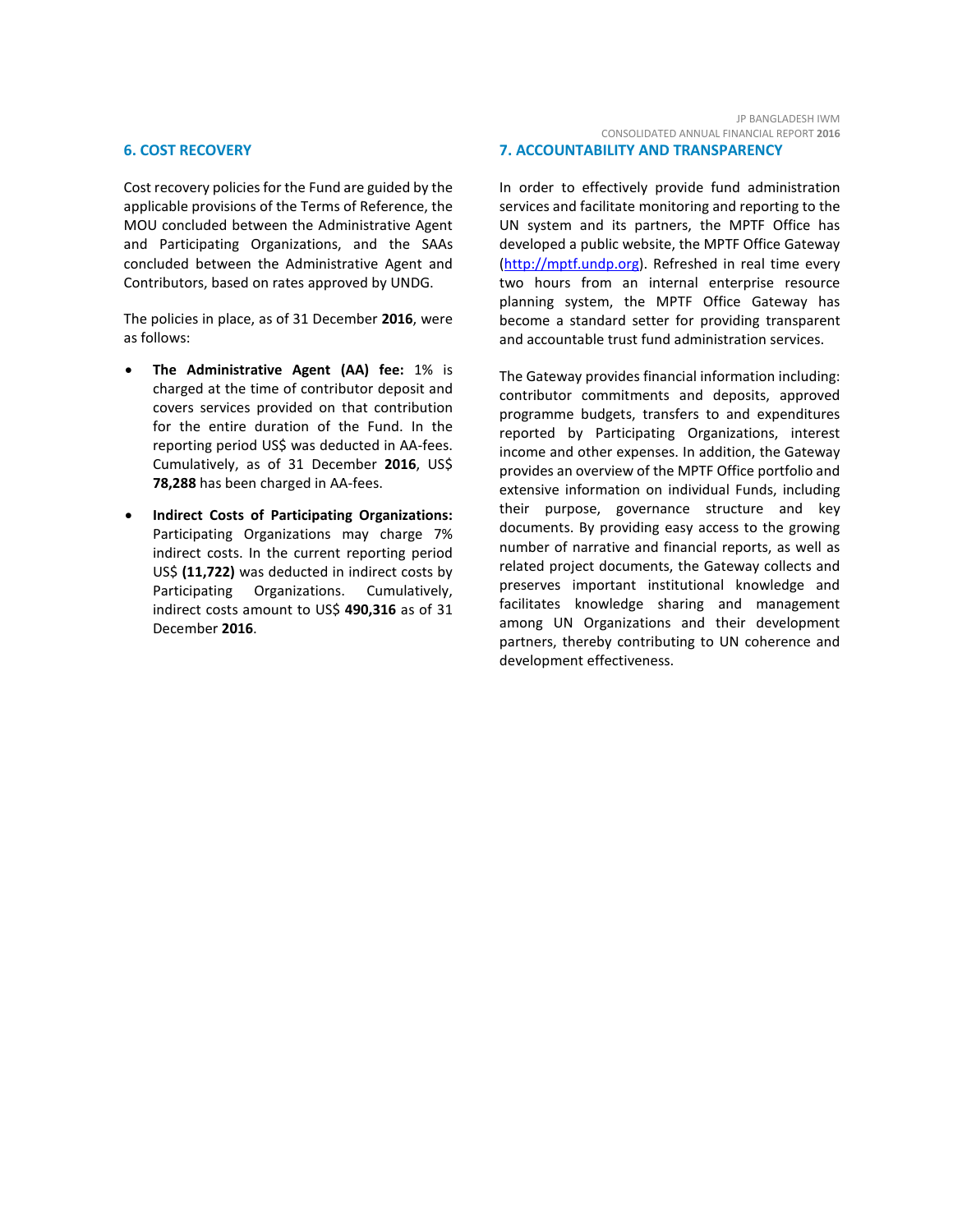## 6. COST RECOVERY

Cost recovery policies for the Fund are guided by the applicable provisions of the Terms of Reference, the MOU concluded between the Administrative Agent and Participating Organizations, and the SAAs concluded between the Administrative Agent and Contributors, based on rates approved by UNDG.

The policies in place, as of 31 December **2016**, were as follows:

- **The Administrative Agent (AA) fee:** 1% is charged at the time of contributor deposit and covers services provided on that contribution for the entire duration of the Fund. In the reporting period US$ was deducted in AA-fees. Cumulatively, as of 31 December **2016**, US$ **78,288** has been charged in AA-fees.
- **Indirect Costs of Participating Organizations:** Participating Organizations may charge 7% indirect costs. In the current reporting period US$ **(11,722)** was deducted in indirect costs by Participating Organizations. Cumulatively, indirect costs amount to US$ **490,316** as of 31 December **2016**.

## 7. ACCOUNTABILITY AND TRANSPARENCY

In order to effectively provide fund administration services and facilitate monitoring and reporting to the UN system and its partners, the MPTF Office has developed a public website, the MPTF Office Gateway (http://mptf.undp.org). Refreshed in real time every two hours from an internal enterprise resource planning system, the MPTF Office Gateway has become a standard setter for providing transparent and accountable trust fund administration services.

The Gateway provides financial information including: contributor commitments and deposits, approved programme budgets, transfers to and expenditures reported by Participating Organizations, interest income and other expenses. In addition, the Gateway provides an overview of the MPTF Office portfolio and extensive information on individual Funds, including their purpose, governance structure and key documents. By providing easy access to the growing number of narrative and financial reports, as well as related project documents, the Gateway collects and preserves important institutional knowledge and facilitates knowledge sharing and management among UN Organizations and their development partners, thereby contributing to UN coherence and development effectiveness.